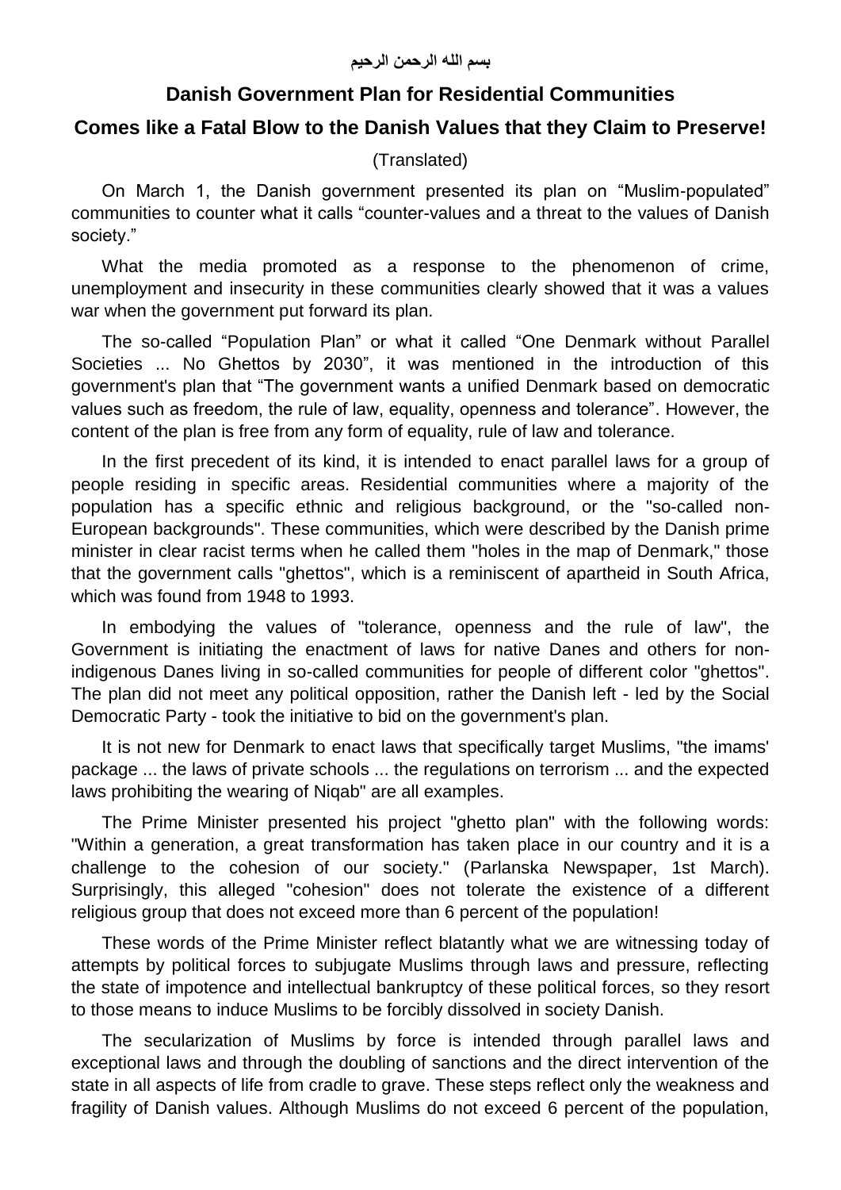**بسم الله الرحمن الرحيم**

## Danish Government Plan for Residential Communities

## Comes like a Fatal Blow to the Danish Values that they Claim to Preserve!

(Translated)

On March 1, the Danish government presented its plan on "Muslim-populated" communities to counter what it calls "counter-values and a threat to the values of Danish society."

What the media promoted as a response to the phenomenon of crime, unemployment and insecurity in these communities clearly showed that it was a values war when the government put forward its plan.

The so-called "Population Plan" or what it called "One Denmark without Parallel Societies ... No Ghettos by 2030", it was mentioned in the introduction of this government's plan that "The government wants a unified Denmark based on democratic values such as freedom, the rule of law, equality, openness and tolerance". However, the content of the plan is free from any form of equality, rule of law and tolerance.

In the first precedent of its kind, it is intended to enact parallel laws for a group of people residing in specific areas. Residential communities where a majority of the population has a specific ethnic and religious background, or the "so-called non-European backgrounds". These communities, which were described by the Danish prime minister in clear racist terms when he called them "holes in the map of Denmark," those that the government calls "ghettos", which is a reminiscent of apartheid in South Africa, which was found from 1948 to 1993.

In embodying the values of "tolerance, openness and the rule of law", the Government is initiating the enactment of laws for native Danes and others for non-indigenous Danes living in so-called communities for people of different color "ghettos". The plan did not meet any political opposition, rather the Danish left - led by the Social Democratic Party - took the initiative to bid on the government's plan.

It is not new for Denmark to enact laws that specifically target Muslims, "the imams' package ... the laws of private schools ... the regulations on terrorism ... and the expected laws prohibiting the wearing of Niqab" are all examples.

The Prime Minister presented his project "ghetto plan" with the following words: "Within a generation, a great transformation has taken place in our country and it is a challenge to the cohesion of our society." (Parlanska Newspaper, 1st March). Surprisingly, this alleged "cohesion" does not tolerate the existence of a different religious group that does not exceed more than 6 percent of the population!

These words of the Prime Minister reflect blatantly what we are witnessing today of attempts by political forces to subjugate Muslims through laws and pressure, reflecting the state of impotence and intellectual bankruptcy of these political forces, so they resort to those means to induce Muslims to be forcibly dissolved in society Danish.

The secularization of Muslims by force is intended through parallel laws and exceptional laws and through the doubling of sanctions and the direct intervention of the state in all aspects of life from cradle to grave. These steps reflect only the weakness and fragility of Danish values. Although Muslims do not exceed 6 percent of the population,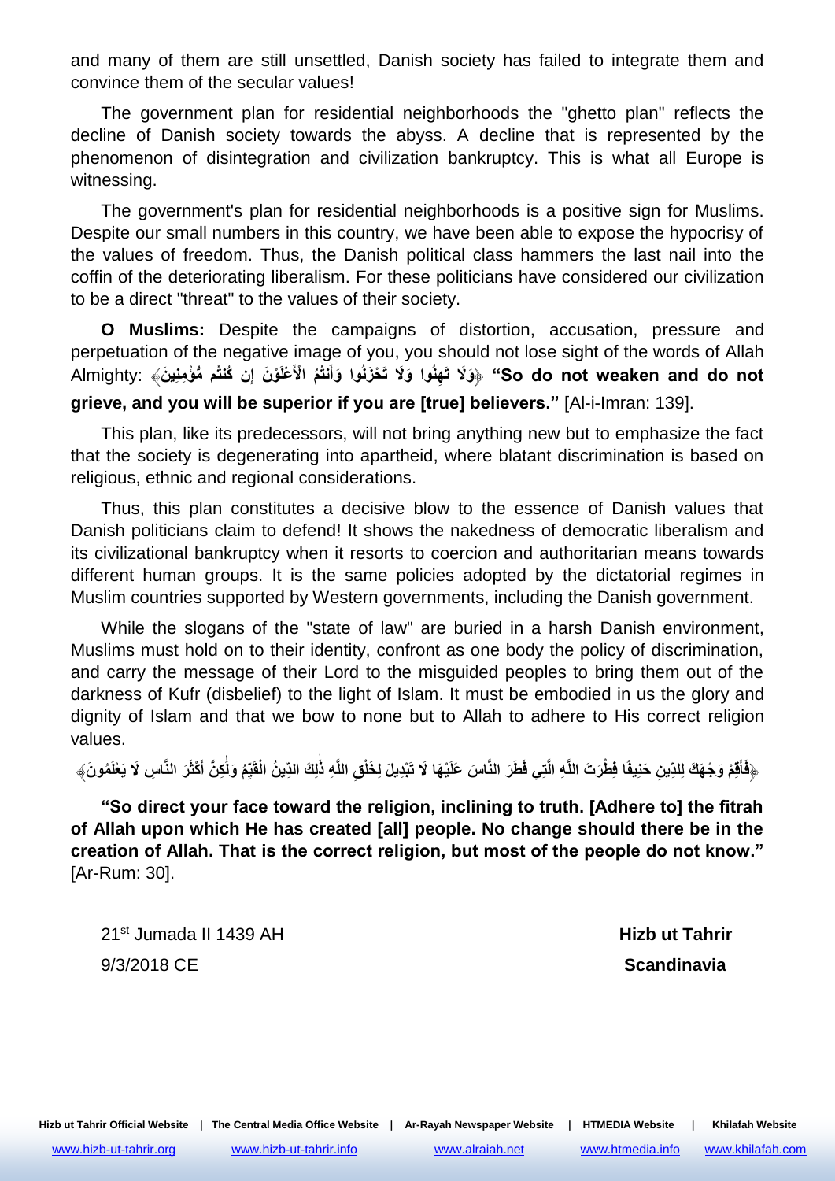and many of them are still unsettled, Danish society has failed to integrate them and convince them of the secular values!

The government plan for residential neighborhoods the "ghetto plan" reflects the decline of Danish society towards the abyss. A decline that is represented by the phenomenon of disintegration and civilization bankruptcy. This is what all Europe is witnessing.

The government's plan for residential neighborhoods is a positive sign for Muslims. Despite our small numbers in this country, we have been able to expose the hypocrisy of the values of freedom. Thus, the Danish political class hammers the last nail into the coffin of the deteriorating liberalism. For these politicians have considered our civilization to be a direct "threat" to the values of their society.

**O Muslims:** Despite the campaigns of distortion, accusation, pressure and perpetuation of the negative image of you, you should not lose sight of the words of Allah Almighty: ﴿وَلَا تَهِنُوا وَلَا تَحْزَنُوا وَأَنتُمُ الْأَعْلَوْنَ إِن كُنتُم مُّؤْمِنِينَ﴾ **"So do not weaken and do not grieve, and you will be superior if you are [true] believers."** [Al-i-Imran: 139].

This plan, like its predecessors, will not bring anything new but to emphasize the fact that the society is degenerating into apartheid, where blatant discrimination is based on religious, ethnic and regional considerations.

Thus, this plan constitutes a decisive blow to the essence of Danish values that Danish politicians claim to defend! It shows the nakedness of democratic liberalism and its civilizational bankruptcy when it resorts to coercion and authoritarian means towards different human groups. It is the same policies adopted by the dictatorial regimes in Muslim countries supported by Western governments, including the Danish government.

While the slogans of the "state of law" are buried in a harsh Danish environment, Muslims must hold on to their identity, confront as one body the policy of discrimination, and carry the message of their Lord to the misguided peoples to bring them out of the darkness of Kufr (disbelief) to the light of Islam. It must be embodied in us the glory and dignity of Islam and that we bow to none but to Allah to adhere to His correct religion values.

﴿فَأَقِمْ وَجْهَكَ لِلدِّينِ حَنِيفًا فِطْرَتَ اللَّهِ الَّتِي فَطَرَ النَّاسَ عَلَيْهَا لَا تَبْدِيلَ لِخَلْقِ اللَّهِ ذَٰلِكَ الدِّينُ الْقَيِّمُ وَلَٰكِنَّ أَكْثَرَ النَّاسِ لَا يَعْلَمُونَ﴾

**"So direct your face toward the religion, inclining to truth. [Adhere to] the fitrah of Allah upon which He has created [all] people. No change should there be in the creation of Allah. That is the correct religion, but most of the people do not know."** [Ar-Rum: 30].

21st Jumada II 1439 AH
9/3/2018 CE

**Hizb ut Tahrir**
**Scandinavia**